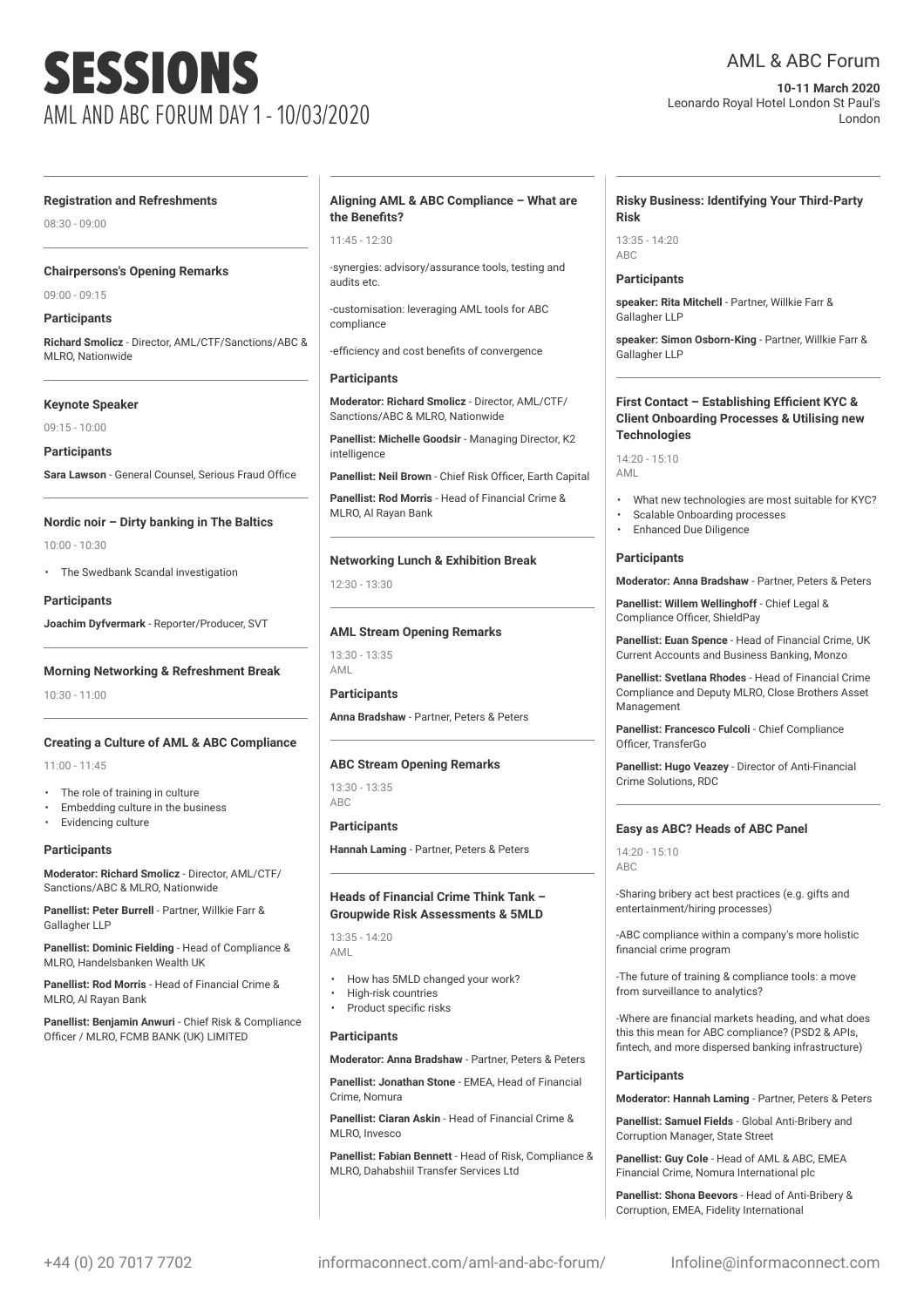# SESSIONS

## AML AND ABC FORUM DAY 1 - 10/03/2020

AML & ABC Forum

**10-11 March 2020**
Leonardo Royal Hotel London St Paul's
London

---

### Registration and Refreshments

08:30 - 09:00

---

### Chairpersons's Opening Remarks

09:00 - 09:15

**Participants**

**Richard Smolicz** - Director, AML/CTF/Sanctions/ABC & MLRO, Nationwide

---

### Keynote Speaker

09:15 - 10:00

**Participants**

**Sara Lawson** - General Counsel, Serious Fraud Office

---

### Nordic noir – Dirty banking in The Baltics

10:00 - 10:30

- The Swedbank Scandal investigation

**Participants**

**Joachim Dyfvermark** - Reporter/Producer, SVT

---

### Morning Networking & Refreshment Break

10:30 - 11:00

---

### Creating a Culture of AML & ABC Compliance

11:00 - 11:45

- The role of training in culture
- Embedding culture in the business
- Evidencing culture

**Participants**

**Moderator: Richard Smolicz** - Director, AML/CTF/Sanctions/ABC & MLRO, Nationwide

**Panellist: Peter Burrell** - Partner, Willkie Farr & Gallagher LLP

**Panellist: Dominic Fielding** - Head of Compliance & MLRO, Handelsbanken Wealth UK

**Panellist: Rod Morris** - Head of Financial Crime & MLRO, Al Rayan Bank

**Panellist: Benjamin Anwuri** - Chief Risk & Compliance Officer / MLRO, FCMB BANK (UK) LIMITED

---

### Aligning AML & ABC Compliance – What are the Benefits?

11:45 - 12:30

-synergies: advisory/assurance tools, testing and audits etc.

-customisation: leveraging AML tools for ABC compliance

-efficiency and cost benefits of convergence

**Participants**

**Moderator: Richard Smolicz** - Director, AML/CTF/Sanctions/ABC & MLRO, Nationwide

**Panellist: Michelle Goodsir** - Managing Director, K2 intelligence

**Panellist: Neil Brown** - Chief Risk Officer, Earth Capital

**Panellist: Rod Morris** - Head of Financial Crime & MLRO, Al Rayan Bank

---

### Networking Lunch & Exhibition Break

12:30 - 13:30

---

### AML Stream Opening Remarks

13:30 - 13:35
AML

**Participants**

**Anna Bradshaw** - Partner, Peters & Peters

---

### ABC Stream Opening Remarks

13:30 - 13:35
ABC

**Participants**

**Hannah Laming** - Partner, Peters & Peters

---

### Heads of Financial Crime Think Tank – Groupwide Risk Assessments & 5MLD

13:35 - 14:20
AML

- How has 5MLD changed your work?
- High-risk countries
- Product specific risks

**Participants**

**Moderator: Anna Bradshaw** - Partner, Peters & Peters

**Panellist: Jonathan Stone** - EMEA, Head of Financial Crime, Nomura

**Panellist: Ciaran Askin** - Head of Financial Crime & MLRO, Invesco

**Panellist: Fabian Bennett** - Head of Risk, Compliance & MLRO, Dahabshiil Transfer Services Ltd

---

### Risky Business: Identifying Your Third-Party Risk

13:35 - 14:20
ABC

**Participants**

**speaker: Rita Mitchell** - Partner, Willkie Farr & Gallagher LLP

**speaker: Simon Osborn-King** - Partner, Willkie Farr & Gallagher LLP

---

### First Contact – Establishing Efficient KYC & Client Onboarding Processes & Utilising new Technologies

14:20 - 15:10
AML

- What new technologies are most suitable for KYC?
- Scalable Onboarding processes
- Enhanced Due Diligence

**Participants**

**Moderator: Anna Bradshaw** - Partner, Peters & Peters

**Panellist: Willem Wellinghoff** - Chief Legal & Compliance Officer, ShieldPay

**Panellist: Euan Spence** - Head of Financial Crime, UK Current Accounts and Business Banking, Monzo

**Panellist: Svetlana Rhodes** - Head of Financial Crime Compliance and Deputy MLRO, Close Brothers Asset Management

**Panellist: Francesco Fulcoli** - Chief Compliance Officer, TransferGo

**Panellist: Hugo Veazey** - Director of Anti-Financial Crime Solutions, RDC

---

### Easy as ABC? Heads of ABC Panel

14:20 - 15:10
ABC

-Sharing bribery act best practices (e.g. gifts and entertainment/hiring processes)

-ABC compliance within a company's more holistic financial crime program

-The future of training & compliance tools: a move from surveillance to analytics?

-Where are financial markets heading, and what does this this mean for ABC compliance? (PSD2 & APIs, fintech, and more dispersed banking infrastructure)

**Participants**

**Moderator: Hannah Laming** - Partner, Peters & Peters

**Panellist: Samuel Fields** - Global Anti-Bribery and Corruption Manager, State Street

**Panellist: Guy Cole** - Head of AML & ABC, EMEA Financial Crime, Nomura International plc

**Panellist: Shona Beevors** - Head of Anti-Bribery & Corruption, EMEA, Fidelity International

---

+44 (0) 20 7017 7702 informaconnect.com/aml-and-abc-forum/ Infoline@informaconnect.com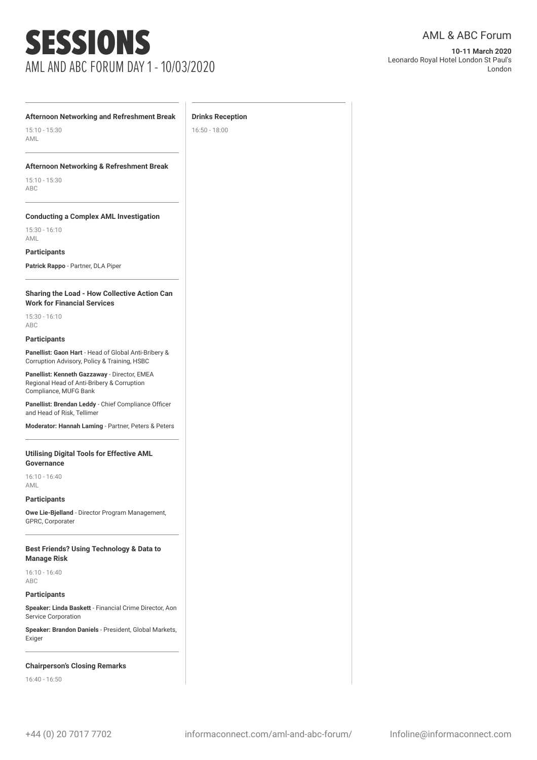# SESSIONS

AML AND ABC FORUM DAY 1 - 10/03/2020

AML & ABC Forum

**10-11 March 2020**
Leonardo Royal Hotel London St Paul's
London

---

**Afternoon Networking and Refreshment Break**

15:10 - 15:30
AML

---

**Afternoon Networking & Refreshment Break**

15:10 - 15:30
ABC

---

**Conducting a Complex AML Investigation**

15:30 - 16:10
AML

**Participants**

**Patrick Rappo** - Partner, DLA Piper

---

**Sharing the Load - How Collective Action Can Work for Financial Services**

15:30 - 16:10
ABC

**Participants**

**Panellist: Gaon Hart** - Head of Global Anti-Bribery & Corruption Advisory, Policy & Training, HSBC

**Panellist: Kenneth Gazzaway** - Director, EMEA Regional Head of Anti-Bribery & Corruption Compliance, MUFG Bank

**Panellist: Brendan Leddy** - Chief Compliance Officer and Head of Risk, Tellimer

**Moderator: Hannah Laming** - Partner, Peters & Peters

---

**Utilising Digital Tools for Effective AML Governance**

16:10 - 16:40
AML

**Participants**

**Owe Lie-Bjelland** - Director Program Management, GPRC, Corporater

---

**Best Friends? Using Technology & Data to Manage Risk**

16:10 - 16:40
ABC

**Participants**

**Speaker: Linda Baskett** - Financial Crime Director, Aon Service Corporation

**Speaker: Brandon Daniels** - President, Global Markets, Exiger

---

**Chairperson's Closing Remarks**

16:40 - 16:50

---

**Drinks Reception**

16:50 - 18:00

+44 (0) 20 7017 7702 informaconnect.com/aml-and-abc-forum/ Infoline@informaconnect.com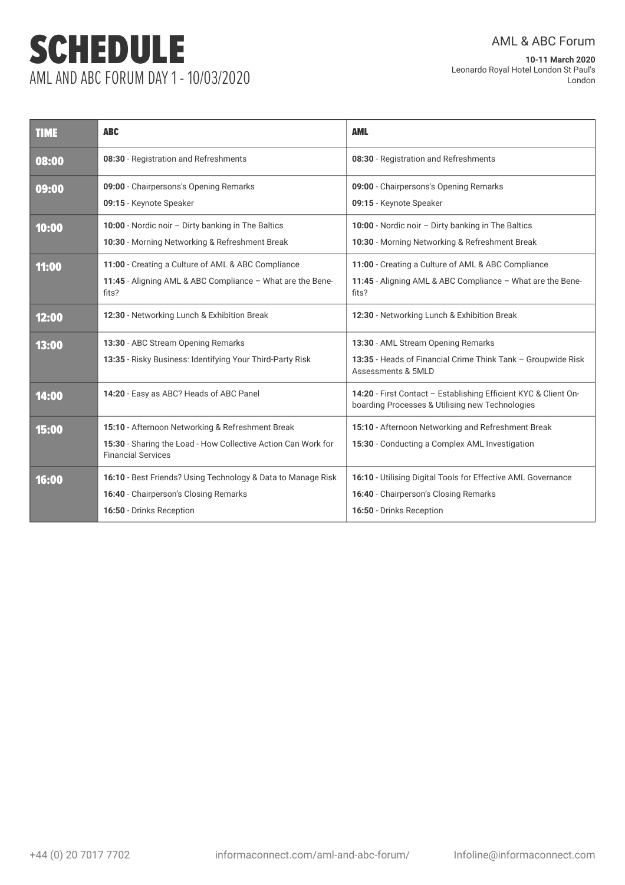# SCHEDULE

AML AND ABC FORUM DAY 1 - 10/03/2020

AML & ABC Forum

**10-11 March 2020**
Leonardo Royal Hotel London St Paul's
London

| TIME | ABC | AML |
|---|---|---|
| **08:00** | **08:30** - Registration and Refreshments | **08:30** - Registration and Refreshments |
| **09:00** | **09:00** - Chairpersons's Opening Remarks<br>**09:15** - Keynote Speaker | **09:00** - Chairpersons's Opening Remarks<br>**09:15** - Keynote Speaker |
| **10:00** | **10:00** - Nordic noir – Dirty banking in The Baltics<br>**10:30** - Morning Networking & Refreshment Break | **10:00** - Nordic noir – Dirty banking in The Baltics<br>**10:30** - Morning Networking & Refreshment Break |
| **11:00** | **11:00** - Creating a Culture of AML & ABC Compliance<br>**11:45** - Aligning AML & ABC Compliance – What are the Benefits? | **11:00** - Creating a Culture of AML & ABC Compliance<br>**11:45** - Aligning AML & ABC Compliance – What are the Benefits? |
| **12:00** | **12:30** - Networking Lunch & Exhibition Break | **12:30** - Networking Lunch & Exhibition Break |
| **13:00** | **13:30** - ABC Stream Opening Remarks<br>**13:35** - Risky Business: Identifying Your Third-Party Risk | **13:30** - AML Stream Opening Remarks<br>**13:35** - Heads of Financial Crime Think Tank – Groupwide Risk Assessments & 5MLD |
| **14:00** | **14:20** - Easy as ABC? Heads of ABC Panel | **14:20** - First Contact – Establishing Efficient KYC & Client Onboarding Processes & Utilising new Technologies |
| **15:00** | **15:10** - Afternoon Networking & Refreshment Break<br>**15:30** - Sharing the Load - How Collective Action Can Work for Financial Services | **15:10** - Afternoon Networking and Refreshment Break<br>**15:30** - Conducting a Complex AML Investigation |
| **16:00** | **16:10** - Best Friends? Using Technology & Data to Manage Risk<br>**16:40** - Chairperson's Closing Remarks<br>**16:50** - Drinks Reception | **16:10** - Utilising Digital Tools for Effective AML Governance<br>**16:40** - Chairperson's Closing Remarks<br>**16:50** - Drinks Reception |

+44 (0) 20 7017 7702 informaconnect.com/aml-and-abc-forum/ Infoline@informaconnect.com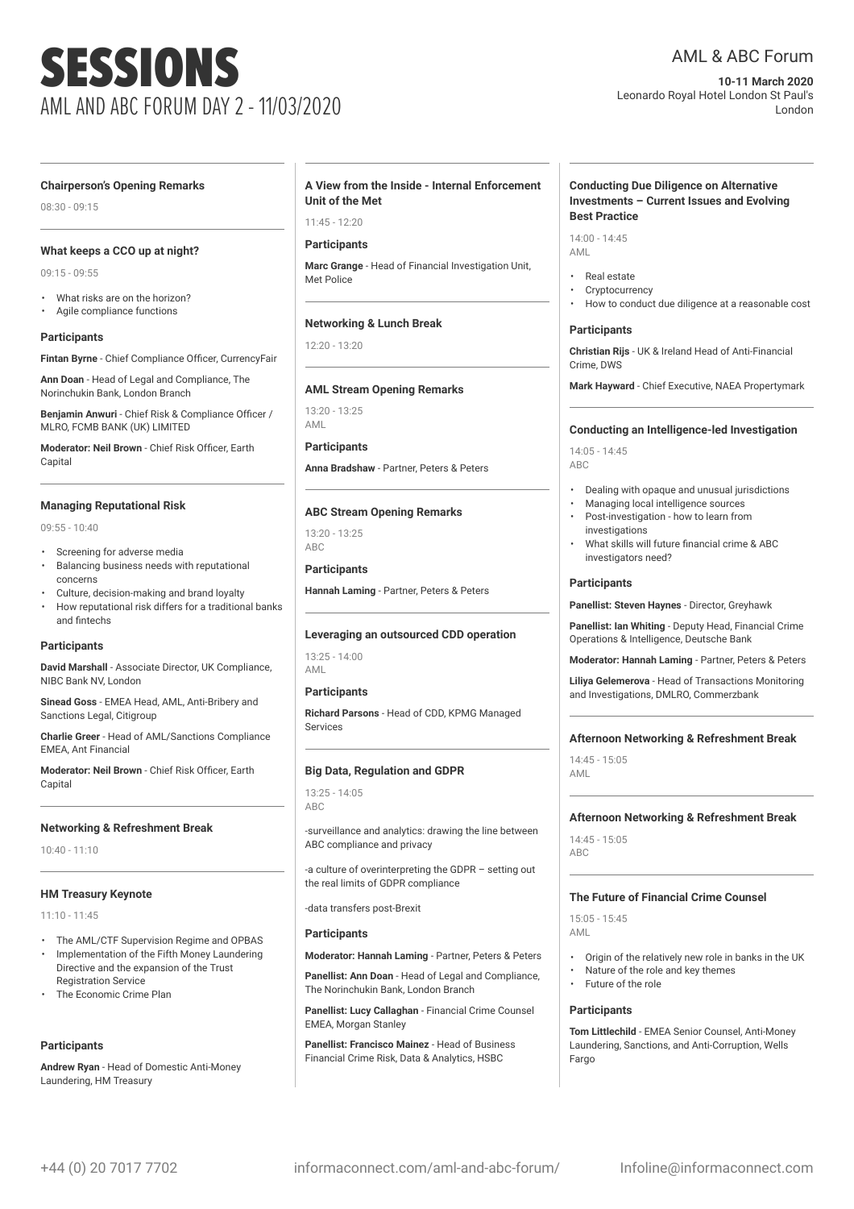# SESSIONS

## AML AND ABC FORUM DAY 2 - 11/03/2020

AML & ABC Forum

**10-11 March 2020**
Leonardo Royal Hotel London St Paul's
London

### Chairperson's Opening Remarks

08:30 - 09:15

### What keeps a CCO up at night?

09:15 - 09:55

- What risks are on the horizon?
- Agile compliance functions

**Participants**

**Fintan Byrne** - Chief Compliance Officer, CurrencyFair

**Ann Doan** - Head of Legal and Compliance, The Norinchukin Bank, London Branch

**Benjamin Anwuri** - Chief Risk & Compliance Officer / MLRO, FCMB BANK (UK) LIMITED

**Moderator: Neil Brown** - Chief Risk Officer, Earth Capital

### Managing Reputational Risk

09:55 - 10:40

- Screening for adverse media
- Balancing business needs with reputational concerns
- Culture, decision-making and brand loyalty
- How reputational risk differs for a traditional banks and fintechs

**Participants**

**David Marshall** - Associate Director, UK Compliance, NIBC Bank NV, London

**Sinead Goss** - EMEA Head, AML, Anti-Bribery and Sanctions Legal, Citigroup

**Charlie Greer** - Head of AML/Sanctions Compliance EMEA, Ant Financial

**Moderator: Neil Brown** - Chief Risk Officer, Earth Capital

### Networking & Refreshment Break

10:40 - 11:10

### HM Treasury Keynote

11:10 - 11:45

- The AML/CTF Supervision Regime and OPBAS
- Implementation of the Fifth Money Laundering Directive and the expansion of the Trust Registration Service
- The Economic Crime Plan

**Participants**

**Andrew Ryan** - Head of Domestic Anti-Money Laundering, HM Treasury

### A View from the Inside - Internal Enforcement Unit of the Met

11:45 - 12:20

**Participants**

**Marc Grange** - Head of Financial Investigation Unit, Met Police

### Networking & Lunch Break

12:20 - 13:20

### AML Stream Opening Remarks

13:20 - 13:25
AML

**Participants**

**Anna Bradshaw** - Partner, Peters & Peters

### ABC Stream Opening Remarks

13:20 - 13:25
ABC

**Participants**

**Hannah Laming** - Partner, Peters & Peters

### Leveraging an outsourced CDD operation

13:25 - 14:00
AML

**Participants**

**Richard Parsons** - Head of CDD, KPMG Managed Services

### Big Data, Regulation and GDPR

13:25 - 14:05
ABC

-surveillance and analytics: drawing the line between ABC compliance and privacy

-a culture of overinterpreting the GDPR – setting out the real limits of GDPR compliance

-data transfers post-Brexit

**Participants**

**Moderator: Hannah Laming** - Partner, Peters & Peters

**Panellist: Ann Doan** - Head of Legal and Compliance, The Norinchukin Bank, London Branch

**Panellist: Lucy Callaghan** - Financial Crime Counsel EMEA, Morgan Stanley

**Panellist: Francisco Mainez** - Head of Business Financial Crime Risk, Data & Analytics, HSBC

### Conducting Due Diligence on Alternative Investments – Current Issues and Evolving Best Practice

14:00 - 14:45
AML

- Real estate
- Cryptocurrency
- How to conduct due diligence at a reasonable cost

**Participants**

**Christian Rijs** - UK & Ireland Head of Anti-Financial Crime, DWS

**Mark Hayward** - Chief Executive, NAEA Propertymark

### Conducting an Intelligence-led Investigation

14:05 - 14:45
ABC

- Dealing with opaque and unusual jurisdictions
- Managing local intelligence sources
- Post-investigation - how to learn from investigations
- What skills will future financial crime & ABC investigators need?

**Participants**

**Panellist: Steven Haynes** - Director, Greyhawk

**Panellist: Ian Whiting** - Deputy Head, Financial Crime Operations & Intelligence, Deutsche Bank

**Moderator: Hannah Laming** - Partner, Peters & Peters

**Liliya Gelemerova** - Head of Transactions Monitoring and Investigations, DMLRO, Commerzbank

### Afternoon Networking & Refreshment Break

14:45 - 15:05
AML

### Afternoon Networking & Refreshment Break

14:45 - 15:05
ABC

### The Future of Financial Crime Counsel

15:05 - 15:45
AML

- Origin of the relatively new role in banks in the UK
- Nature of the role and key themes
- Future of the role

**Participants**

**Tom Littlechild** - EMEA Senior Counsel, Anti-Money Laundering, Sanctions, and Anti-Corruption, Wells Fargo

+44 (0) 20 7017 7702 informaconnect.com/aml-and-abc-forum/ Infoline@informaconnect.com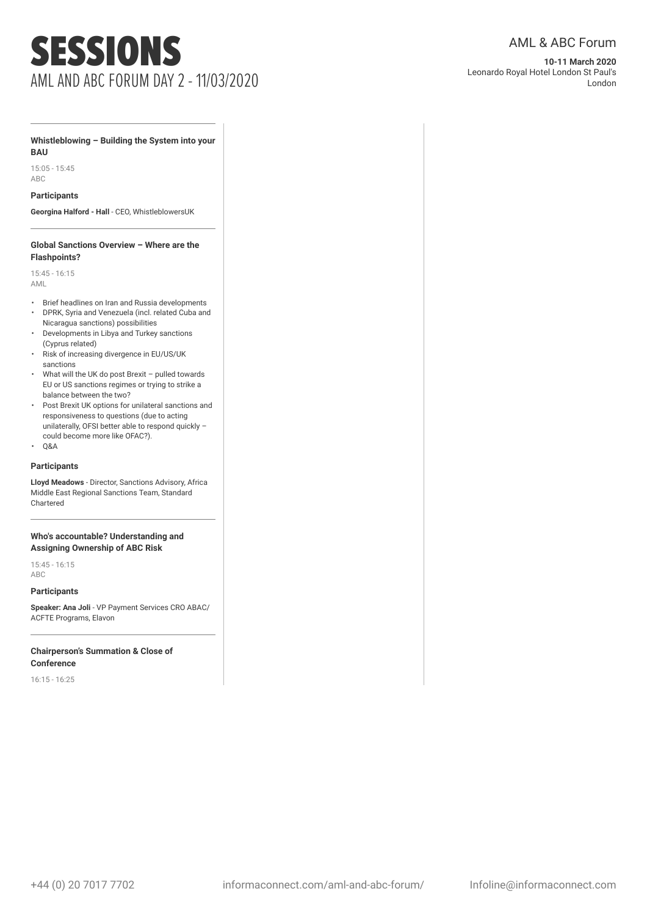# SESSIONS

## AML AND ABC FORUM DAY 2 - 11/03/2020

### Whistleblowing – Building the System into your BAU

15:05 - 15:45
ABC

**Participants**

**Georgina Halford - Hall** - CEO, WhistleblowersUK

### Global Sanctions Overview – Where are the Flashpoints?

15:45 - 16:15
AML

- Brief headlines on Iran and Russia developments
- DPRK, Syria and Venezuela (incl. related Cuba and Nicaragua sanctions) possibilities
- Developments in Libya and Turkey sanctions (Cyprus related)
- Risk of increasing divergence in EU/US/UK sanctions
- What will the UK do post Brexit – pulled towards EU or US sanctions regimes or trying to strike a balance between the two?
- Post Brexit UK options for unilateral sanctions and responsiveness to questions (due to acting unilaterally, OFSI better able to respond quickly – could become more like OFAC?).
- Q&A

**Participants**

**Lloyd Meadows** - Director, Sanctions Advisory, Africa Middle East Regional Sanctions Team, Standard Chartered

### Who's accountable? Understanding and Assigning Ownership of ABC Risk

15:45 - 16:15
ABC

**Participants**

**Speaker: Ana Joli** - VP Payment Services CRO ABAC/ ACFTE Programs, Elavon

### Chairperson's Summation & Close of Conference

16:15 - 16:25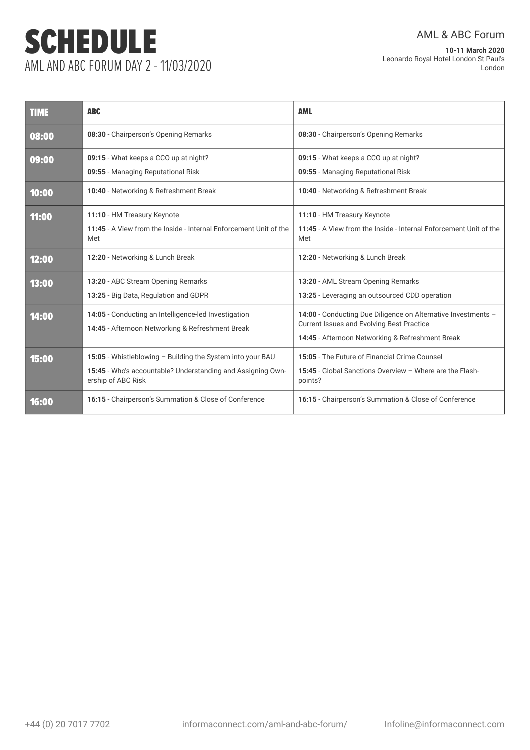# SCHEDULE

AML AND ABC FORUM DAY 2 - 11/03/2020

AML & ABC Forum

**10-11 March 2020**
Leonardo Royal Hotel London St Paul's
London

| TIME | ABC | AML |
|---|---|---|
| 08:00 | **08:30** - Chairperson's Opening Remarks | **08:30** - Chairperson's Opening Remarks |
| 09:00 | **09:15** - What keeps a CCO up at night?<br>**09:55** - Managing Reputational Risk | **09:15** - What keeps a CCO up at night?<br>**09:55** - Managing Reputational Risk |
| 10:00 | **10:40** - Networking & Refreshment Break | **10:40** - Networking & Refreshment Break |
| 11:00 | **11:10** - HM Treasury Keynote<br>**11:45** - A View from the Inside - Internal Enforcement Unit of the Met | **11:10** - HM Treasury Keynote<br>**11:45** - A View from the Inside - Internal Enforcement Unit of the Met |
| 12:00 | **12:20** - Networking & Lunch Break | **12:20** - Networking & Lunch Break |
| 13:00 | **13:20** - ABC Stream Opening Remarks<br>**13:25** - Big Data, Regulation and GDPR | **13:20** - AML Stream Opening Remarks<br>**13:25** - Leveraging an outsourced CDD operation |
| 14:00 | **14:05** - Conducting an Intelligence-led Investigation<br>**14:45** - Afternoon Networking & Refreshment Break | **14:00** - Conducting Due Diligence on Alternative Investments – Current Issues and Evolving Best Practice<br>**14:45** - Afternoon Networking & Refreshment Break |
| 15:00 | **15:05** - Whistleblowing – Building the System into your BAU<br>**15:45** - Who's accountable? Understanding and Assigning Ownership of ABC Risk | **15:05** - The Future of Financial Crime Counsel<br>**15:45** - Global Sanctions Overview – Where are the Flashpoints? |
| 16:00 | **16:15** - Chairperson's Summation & Close of Conference | **16:15** - Chairperson's Summation & Close of Conference |

+44 (0) 20 7017 7702 informaconnect.com/aml-and-abc-forum/ Infoline@informaconnect.com